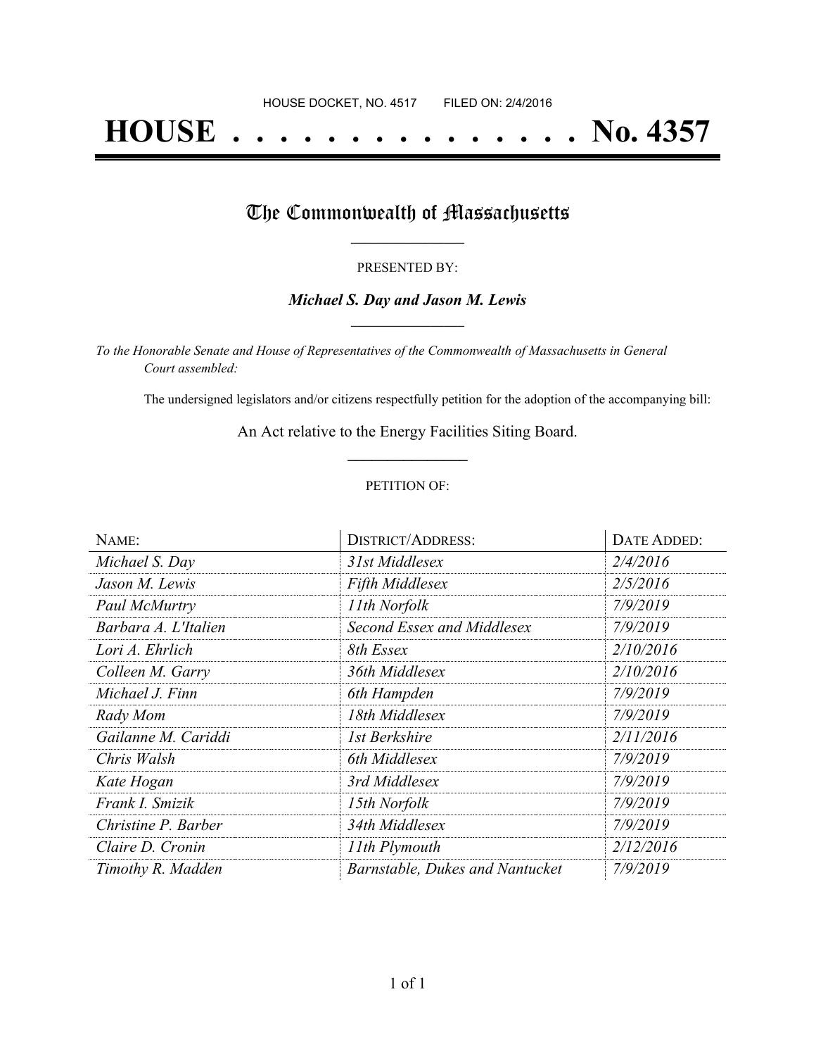HOUSE DOCKET, NO. 4517 FILED ON: 2/4/2016

# HOUSE . . . . . . . . . . . . . . . No. 4357

## The Commonwealth of Massachusetts

PRESENTED BY:

***Michael S. Day and Jason M. Lewis***

*To the Honorable Senate and House of Representatives of the Commonwealth of Massachusetts in General Court assembled:*

The undersigned legislators and/or citizens respectfully petition for the adoption of the accompanying bill:

An Act relative to the Energy Facilities Siting Board.

PETITION OF:

| NAME: | DISTRICT/ADDRESS: | DATE ADDED: |
|---|---|---|
| *Michael S. Day* | *31st Middlesex* | *2/4/2016* |
| *Jason M. Lewis* | *Fifth Middlesex* | *2/5/2016* |
| *Paul McMurtry* | *11th Norfolk* | *7/9/2019* |
| *Barbara A. L'Italien* | *Second Essex and Middlesex* | *7/9/2019* |
| *Lori A. Ehrlich* | *8th Essex* | *2/10/2016* |
| *Colleen M. Garry* | *36th Middlesex* | *2/10/2016* |
| *Michael J. Finn* | *6th Hampden* | *7/9/2019* |
| *Rady Mom* | *18th Middlesex* | *7/9/2019* |
| *Gailanne M. Cariddi* | *1st Berkshire* | *2/11/2016* |
| *Chris Walsh* | *6th Middlesex* | *7/9/2019* |
| *Kate Hogan* | *3rd Middlesex* | *7/9/2019* |
| *Frank I. Smizik* | *15th Norfolk* | *7/9/2019* |
| *Christine P. Barber* | *34th Middlesex* | *7/9/2019* |
| *Claire D. Cronin* | *11th Plymouth* | *2/12/2016* |
| *Timothy R. Madden* | *Barnstable, Dukes and Nantucket* | *7/9/2019* |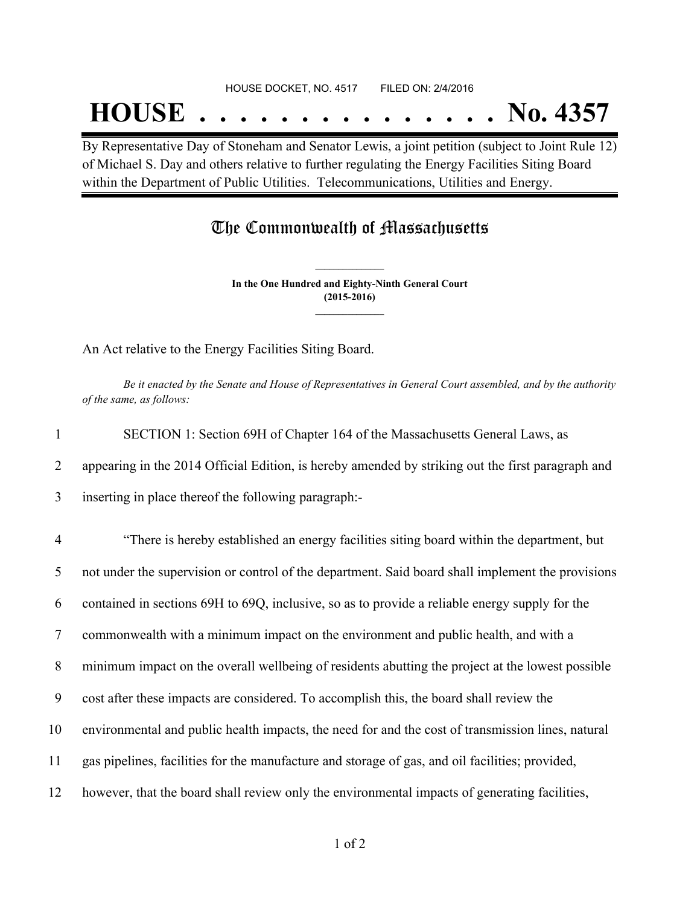HOUSE DOCKET, NO. 4517 FILED ON: 2/4/2016

# HOUSE . . . . . . . . . . . . . . . No. 4357

By Representative Day of Stoneham and Senator Lewis, a joint petition (subject to Joint Rule 12) of Michael S. Day and others relative to further regulating the Energy Facilities Siting Board within the Department of Public Utilities. Telecommunications, Utilities and Energy.

## The Commonwealth of Massachusetts

**In the One Hundred and Eighty-Ninth General Court**
**(2015-2016)**

An Act relative to the Energy Facilities Siting Board.

*Be it enacted by the Senate and House of Representatives in General Court assembled, and by the authority of the same, as follows:*

1 SECTION 1: Section 69H of Chapter 164 of the Massachusetts General Laws, as
2 appearing in the 2014 Official Edition, is hereby amended by striking out the first paragraph and
3 inserting in place thereof the following paragraph:-

4 "There is hereby established an energy facilities siting board within the department, but
5 not under the supervision or control of the department. Said board shall implement the provisions
6 contained in sections 69H to 69Q, inclusive, so as to provide a reliable energy supply for the
7 commonwealth with a minimum impact on the environment and public health, and with a
8 minimum impact on the overall wellbeing of residents abutting the project at the lowest possible
9 cost after these impacts are considered. To accomplish this, the board shall review the
10 environmental and public health impacts, the need for and the cost of transmission lines, natural
11 gas pipelines, facilities for the manufacture and storage of gas, and oil facilities; provided,
12 however, that the board shall review only the environmental impacts of generating facilities,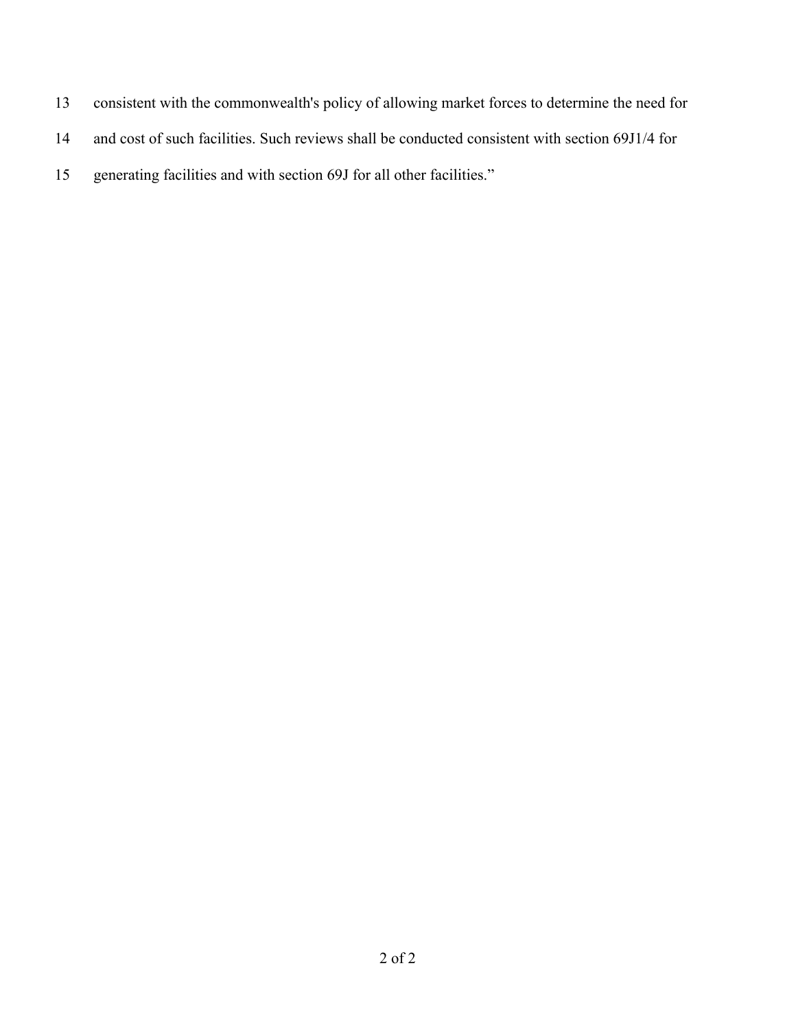13 consistent with the commonwealth's policy of allowing market forces to determine the need for

14 and cost of such facilities. Such reviews shall be conducted consistent with section 69J1/4 for

15 generating facilities and with section 69J for all other facilities."